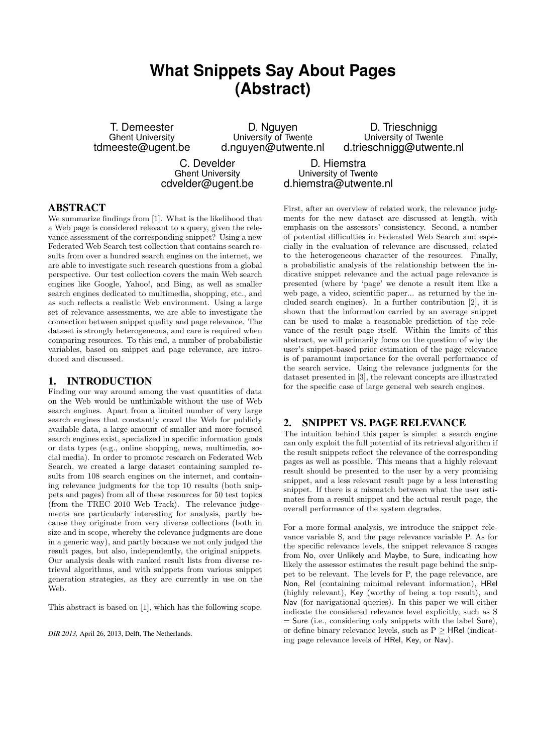# What Snippets Say About Pages (Abstract)

T. Demeester
Ghent University
tdmeeste@ugent.be

D. Nguyen
University of Twente
d.nguyen@utwente.nl

D. Trieschnigg
University of Twente
d.trieschnigg@utwente.nl

C. Develder
Ghent University
cdvelder@ugent.be

D. Hiemstra
University of Twente
d.hiemstra@utwente.nl

## ABSTRACT

We summarize findings from [1]. What is the likelihood that a Web page is considered relevant to a query, given the relevance assessment of the corresponding snippet? Using a new Federated Web Search test collection that contains search results from over a hundred search engines on the internet, we are able to investigate such research questions from a global perspective. Our test collection covers the main Web search engines like Google, Yahoo!, and Bing, as well as smaller search engines dedicated to multimedia, shopping, etc., and as such reflects a realistic Web environment. Using a large set of relevance assessments, we are able to investigate the connection between snippet quality and page relevance. The dataset is strongly heterogeneous, and care is required when comparing resources. To this end, a number of probabilistic variables, based on snippet and page relevance, are introduced and discussed.

## 1. INTRODUCTION

Finding our way around among the vast quantities of data on the Web would be unthinkable without the use of Web search engines. Apart from a limited number of very large search engines that constantly crawl the Web for publicly available data, a large amount of smaller and more focused search engines exist, specialized in specific information goals or data types (e.g., online shopping, news, multimedia, social media). In order to promote research on Federated Web Search, we created a large dataset containing sampled results from 108 search engines on the internet, and containing relevance judgments for the top 10 results (both snippets and pages) from all of these resources for 50 test topics (from the TREC 2010 Web Track). The relevance judgements are particularly interesting for analysis, partly because they originate from very diverse collections (both in size and in scope, whereby the relevance judgments are done in a generic way), and partly because we not only judged the result pages, but also, independently, the original snippets. Our analysis deals with ranked result lists from diverse retrieval algorithms, and with snippets from various snippet generation strategies, as they are currently in use on the Web.

This abstract is based on [1], which has the following scope.

*DIR 2013,* April 26, 2013, Delft, The Netherlands.

First, after an overview of related work, the relevance judgments for the new dataset are discussed at length, with emphasis on the assessors' consistency. Second, a number of potential difficulties in Federated Web Search and especially in the evaluation of relevance are discussed, related to the heterogeneous character of the resources. Finally, a probabilistic analysis of the relationship between the indicative snippet relevance and the actual page relevance is presented (where by 'page' we denote a result item like a web page, a video, scientific paper... as returned by the included search engines). In a further contribution [2], it is shown that the information carried by an average snippet can be used to make a reasonable prediction of the relevance of the result page itself. Within the limits of this abstract, we will primarily focus on the question of why the user's snippet-based prior estimation of the page relevance is of paramount importance for the overall performance of the search service. Using the relevance judgments for the dataset presented in [3], the relevant concepts are illustrated for the specific case of large general web search engines.

## 2. SNIPPET VS. PAGE RELEVANCE

The intuition behind this paper is simple: a search engine can only exploit the full potential of its retrieval algorithm if the result snippets reflect the relevance of the corresponding pages as well as possible. This means that a highly relevant result should be presented to the user by a very promising snippet, and a less relevant result page by a less interesting snippet. If there is a mismatch between what the user estimates from a result snippet and the actual result page, the overall performance of the system degrades.

For a more formal analysis, we introduce the snippet relevance variable S, and the page relevance variable P. As for the specific relevance levels, the snippet relevance S ranges from No, over Unlikely and Maybe, to Sure, indicating how likely the assessor estimates the result page behind the snippet to be relevant. The levels for P, the page relevance, are Non, Rel (containing minimal relevant information), HRel (highly relevant), Key (worthy of being a top result), and Nav (for navigational queries). In this paper we will either indicate the considered relevance level explicitly, such as S = Sure (i.e., considering only snippets with the label Sure), or define binary relevance levels, such as $\mathrm{P} \geq$ HRel (indicating page relevance levels of HRel, Key, or Nav).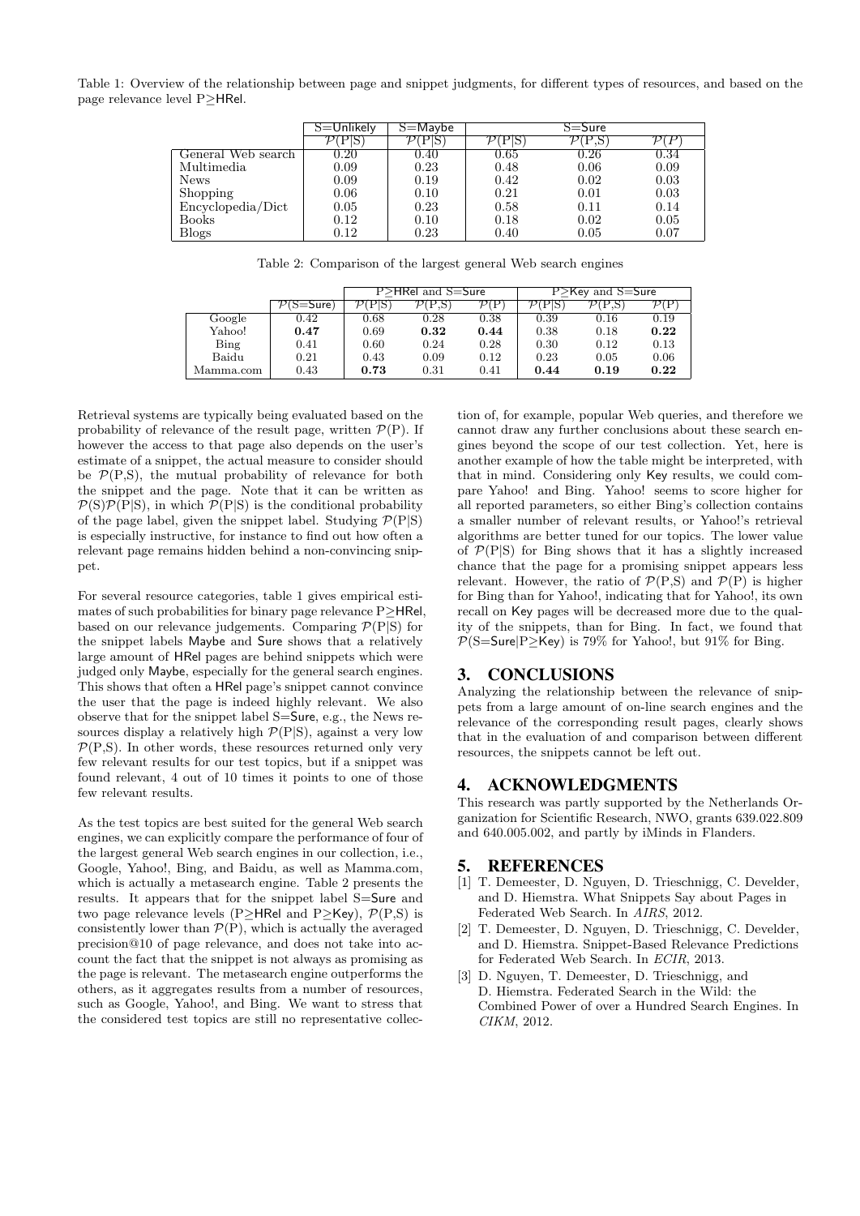Table 1: Overview of the relationship between page and snippet judgments, for different types of resources, and based on the page relevance level P≥HRel.

| | S=Unlikely | S=Maybe | S=Sure | | |
|---|---|---|---|---|---|
| | $\mathcal{P}$(P\|S) | $\mathcal{P}$(P\|S) | $\mathcal{P}$(P\|S) | $\mathcal{P}$(P,S) | $\mathcal{P}$(P) |
| General Web search | 0.20 | 0.40 | 0.65 | 0.26 | 0.34 |
| Multimedia | 0.09 | 0.23 | 0.48 | 0.06 | 0.09 |
| News | 0.09 | 0.19 | 0.42 | 0.02 | 0.03 |
| Shopping | 0.06 | 0.10 | 0.21 | 0.01 | 0.03 |
| Encyclopedia/Dict | 0.05 | 0.23 | 0.58 | 0.11 | 0.14 |
| Books | 0.12 | 0.10 | 0.18 | 0.02 | 0.05 |
| Blogs | 0.12 | 0.23 | 0.40 | 0.05 | 0.07 |

Table 2: Comparison of the largest general Web search engines

| | | P≥HRel and S=Sure | | | P≥Key and S=Sure | | |
|---|---|---|---|---|---|---|---|
| | $\mathcal{P}$(S=Sure) | $\mathcal{P}$(P\|S) | $\mathcal{P}$(P,S) | $\mathcal{P}$(P) | $\mathcal{P}$(P\|S) | $\mathcal{P}$(P,S) | $\mathcal{P}$(P) |
| Google | 0.42 | 0.68 | 0.28 | 0.38 | 0.39 | 0.16 | 0.19 |
| Yahoo! | **0.47** | 0.69 | **0.32** | **0.44** | 0.38 | 0.18 | **0.22** |
| Bing | 0.41 | 0.60 | 0.24 | 0.28 | 0.30 | 0.12 | 0.13 |
| Baidu | 0.21 | 0.43 | 0.09 | 0.12 | 0.23 | 0.05 | 0.06 |
| Mamma.com | 0.43 | **0.73** | 0.31 | 0.41 | **0.44** | **0.19** | **0.22** |

Retrieval systems are typically being evaluated based on the probability of relevance of the result page, written $\mathcal{P}$(P). If however the access to that page also depends on the user's estimate of a snippet, the actual measure to consider should be $\mathcal{P}$(P,S), the mutual probability of relevance for both the snippet and the page. Note that it can be written as $\mathcal{P}$(S)$\mathcal{P}$(P|S), in which $\mathcal{P}$(P|S) is the conditional probability of the page label, given the snippet label. Studying $\mathcal{P}$(P|S) is especially instructive, for instance to find out how often a relevant page remains hidden behind a non-convincing snippet.

For several resource categories, table 1 gives empirical estimates of such probabilities for binary page relevance P≥HRel, based on our relevance judgements. Comparing $\mathcal{P}$(P|S) for the snippet labels Maybe and Sure shows that a relatively large amount of HRel pages are behind snippets which were judged only Maybe, especially for the general search engines. This shows that often a HRel page's snippet cannot convince the user that the page is indeed highly relevant. We also observe that for the snippet label S=Sure, e.g., the News resources display a relatively high $\mathcal{P}$(P|S), against a very low $\mathcal{P}$(P,S). In other words, these resources returned only very few relevant results for our test topics, but if a snippet was found relevant, 4 out of 10 times it points to one of those few relevant results.

As the test topics are best suited for the general Web search engines, we can explicitly compare the performance of four of the largest general Web search engines in our collection, i.e., Google, Yahoo!, Bing, and Baidu, as well as Mamma.com, which is actually a metasearch engine. Table 2 presents the results. It appears that for the snippet label S=Sure and two page relevance levels (P≥HRel and P≥Key), $\mathcal{P}$(P,S) is consistently lower than $\mathcal{P}$(P), which is actually the averaged precision@10 of page relevance, and does not take into account the fact that the snippet is not always as promising as the page is relevant. The metasearch engine outperforms the others, as it aggregates results from a number of resources, such as Google, Yahoo!, and Bing. We want to stress that the considered test topics are still no representative collection of, for example, popular Web queries, and therefore we cannot draw any further conclusions about these search engines beyond the scope of our test collection. Yet, here is another example of how the table might be interpreted, with that in mind. Considering only Key results, we could compare Yahoo! and Bing. Yahoo! seems to score higher for all reported parameters, so either Bing's collection contains a smaller number of relevant results, or Yahoo!'s retrieval algorithms are better tuned for our topics. The lower value of $\mathcal{P}$(P|S) for Bing shows that it has a slightly increased chance that the page for a promising snippet appears less relevant. However, the ratio of $\mathcal{P}$(P,S) and $\mathcal{P}$(P) is higher for Bing than for Yahoo!, indicating that for Yahoo!, its own recall on Key pages will be decreased more due to the quality of the snippets, than for Bing. In fact, we found that $\mathcal{P}$(S=Sure|P≥Key) is 79% for Yahoo!, but 91% for Bing.

## 3. CONCLUSIONS

Analyzing the relationship between the relevance of snippets from a large amount of on-line search engines and the relevance of the corresponding result pages, clearly shows that in the evaluation of and comparison between different resources, the snippets cannot be left out.

## 4. ACKNOWLEDGMENTS

This research was partly supported by the Netherlands Organization for Scientific Research, NWO, grants 639.022.809 and 640.005.002, and partly by iMinds in Flanders.

## 5. REFERENCES

[1] T. Demeester, D. Nguyen, D. Trieschnigg, C. Develder, and D. Hiemstra. What Snippets Say about Pages in Federated Web Search. In *AIRS*, 2012.

[2] T. Demeester, D. Nguyen, D. Trieschnigg, C. Develder, and D. Hiemstra. Snippet-Based Relevance Predictions for Federated Web Search. In *ECIR*, 2013.

[3] D. Nguyen, T. Demeester, D. Trieschnigg, and D. Hiemstra. Federated Search in the Wild: the Combined Power of over a Hundred Search Engines. In *CIKM*, 2012.